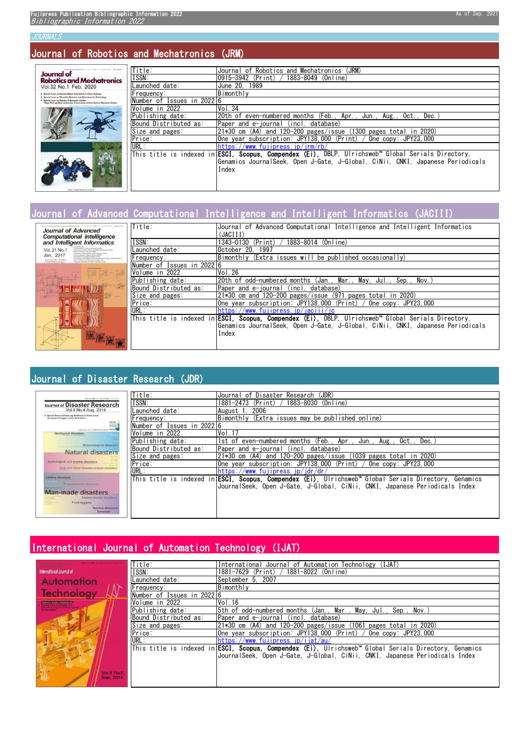# Bibliographic Information 2022

JOURNALS

## Journal of Robotics and Mechatronics (JRM)

| Title: | Journal of Robotics and Mechatronics (JRM) |
|---|---|
| ISSN: | 0915-3942 (Print) / 1883-8049 (Online) |
| Launched date: | June 20, 1989 |
| Frequency: | Bimonthly |
| Number of Issues in 2022 | 6 |
| Volume in 2022 | Vol.34 |
| Publishing date: | 20th of even-numbered months (Feb., Apr., Jun., Aug., Oct., Dec.) |
| Bound Distributed as: | Paper and e-journal (incl. database) |
| Size and pages: | 21*30 cm (A4) and 120-200 pages/issue (1300 pages total in 2020) |
| Price: | One year subscription: JPY138,000 (Print) / One copy: JPY23,000 |
| URL: | https://www.fujipress.jp/jrm/rb/ |
| This title is indexed in: | **ESCI, Scopus, Compendex (Ei)**, DBLP, Ulrichsweb™ Global Serials Directory, Genamics JournalSeek, Open J-Gate, J-Global, CiNii, CNKI, Japanese Periodicals Index |

## Journal of Advanced Computational Intelligence and Intelligent Informatics (JACIII)

| Title: | Journal of Advanced Computational Intelligence and Intelligent Informatics (JACIII) |
|---|---|
| ISSN: | 1343-0130 (Print) / 1883-8014 (Online) |
| Launched date: | October 20, 1997 |
| Frequency: | Bimonthly (Extra issues will be published occasionally) |
| Number of Issues in 2022 | 6 |
| Volume in 2022 | Vol.26 |
| Publishing date: | 20th of odd-numbered months (Jan., Mar., May, Jul., Sep., Nov.) |
| Bound Distributed as: | Paper and e-journal (incl. database) |
| Size and pages: | 21*30 cm and 120-200 pages/issue (971 pages total in 2020) |
| Price: | One year subscription: JPY138,000 (Print) / One copy: JPY23,000 |
| URL: | https://www.fujipress.jp/jaciii/jc |
| This title is indexed in: | **ESCI, Scopus, Compendex (Ei)**, DBLP, Ulrichsweb™ Global Serials Directory, Genamics JournalSeek, Open J-Gate, J-Global, CiNii, CNKI, Japanese Periodicals Index |

## Journal of Disaster Research (JDR)

| Title: | Journal of Disaster Research (JDR) |
|---|---|
| ISSN: | 1881-2473 (Print) / 1883-8030 (Online) |
| Launched date: | August 1, 2006 |
| Frequency: | Bimonthly (Extra issues may be published online) |
| Number of Issues in 2022 | 6 |
| Volume in 2022 | Vol.17 |
| Publishing date: | 1st of even-numbered months (Feb., Apr., Jun., Aug., Oct., Dec.) |
| Bound Distributed as: | Paper and e-journal (incl. database) |
| Size and pages: | 21*30 cm (A4) and 120-200 pages/issue (1039 pages total in 2020) |
| Price: | One year subscription: JPY138,000 (Print) / One copy: JPY23,000 |
| URL: | https://www.fujipress.jp/jdr/dr/ |
| This title is indexed in: | **ESCI, Scopus, Compendex (Ei)**, Ulrichsweb™ Global Serials Directory, Genamics JournalSeek, Open J-Gate, J-Global, CiNii, CNKI, Japanese Periodicals Index |

## International Journal of Automation Technology (IJAT)

| Title: | International Journal of Automation Technology (IJAT) |
|---|---|
| ISSN: | 1881-7629 (Print) / 1881-8022 (Online) |
| Launched date: | September 5, 2007 |
| Frequency: | Bimonthly |
| Number of Issues in 2022 | 6 |
| Volume in 2022 | Vol.16 |
| Publishing date: | 5th of odd-numbered months (Jan., Mar., May, Jul., Sep., Nov.) |
| Bound Distributed as: | Paper and e-journal (incl. database) |
| Size and pages: | 21*30 cm (A4) and 120-200 pages/issue (1061 pages total in 2020) |
| Price: | One year subscription: JPY138,000 (Print) / One copy: JPY23,000 |
| URL: | https://www.fujipress.jp/ijat/au/ |
| This title is indexed in: | **ESCI, Scopus, Compendex (Ei)**, Ulrichsweb™ Global Serials Directory, Genamics JournalSeek, Open J-Gate, J-Global, CiNii, CNKI, Japanese Periodicals Index |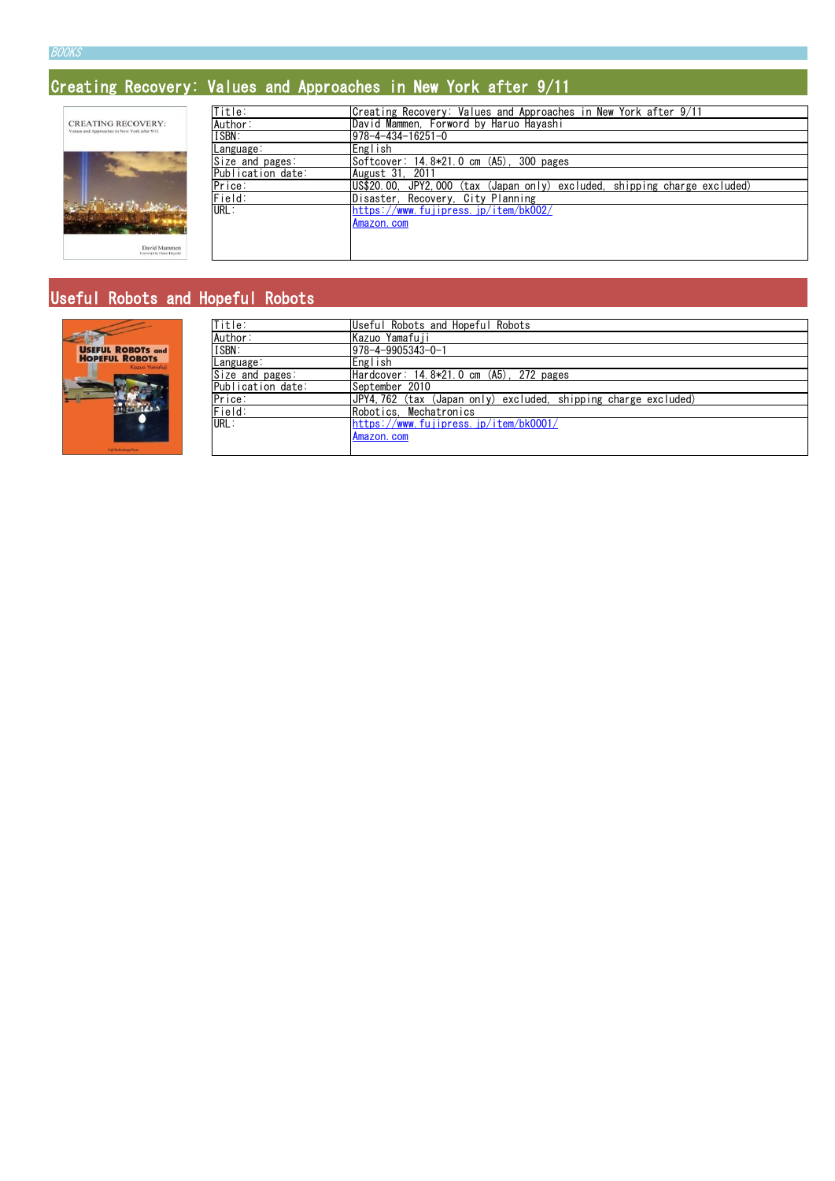*BOOKS*

## Creating Recovery: Values and Approaches in New York after 9/11

| | |
|---|---|
| Title: | Creating Recovery: Values and Approaches in New York after 9/11 |
| Author: | David Mammen, Forword by Haruo Hayashi |
| ISBN: | 978-4-434-16251-0 |
| Language: | English |
| Size and pages: | Softcover: 14.8*21.0 cm (A5), 300 pages |
| Publication date: | August 31, 2011 |
| Price: | US$20.00, JPY2,000 (tax (Japan only) excluded, shipping charge excluded) |
| Field: | Disaster, Recovery, City Planning |
| URL: | https://www.fujipress.jp/item/bk002/ Amazon.com |

## Useful Robots and Hopeful Robots

| | |
|---|---|
| Title: | Useful Robots and Hopeful Robots |
| Author: | Kazuo Yamafuji |
| ISBN: | 978-4-9905343-0-1 |
| Language: | English |
| Size and pages: | Hardcover: 14.8*21.0 cm (A5), 272 pages |
| Publication date: | September 2010 |
| Price: | JPY4,762 (tax (Japan only) excluded, shipping charge excluded) |
| Field: | Robotics, Mechatronics |
| URL: | https://www.fujipress.jp/item/bk0001/ Amazon.com |